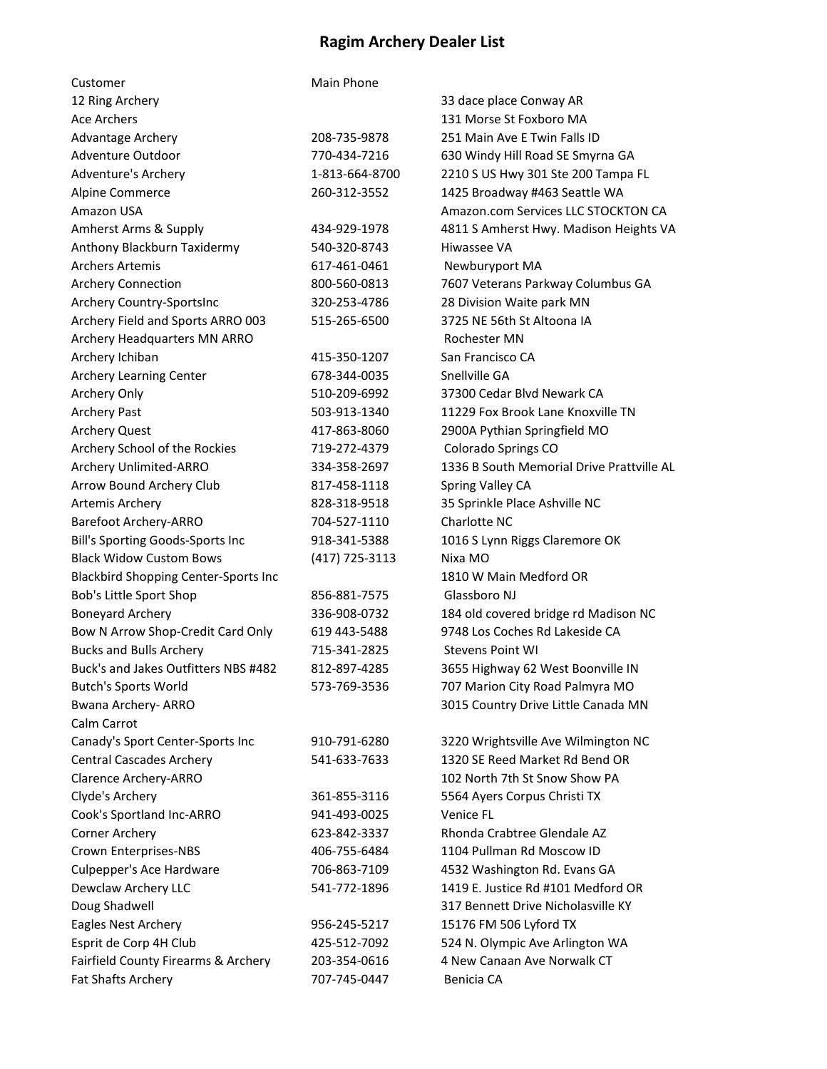# Ragim Archery Dealer List

| Customer | Main Phone | |
|---|---|---|
| 12 Ring Archery | | 33 dace place Conway AR |
| Ace Archers | | 131 Morse St Foxboro MA |
| Advantage Archery | 208-735-9878 | 251 Main Ave E Twin Falls ID |
| Adventure Outdoor | 770-434-7216 | 630 Windy Hill Road SE Smyrna GA |
| Adventure's Archery | 1-813-664-8700 | 2210 S US Hwy 301 Ste 200 Tampa FL |
| Alpine Commerce | 260-312-3552 | 1425 Broadway #463 Seattle WA |
| Amazon USA | | Amazon.com Services LLC STOCKTON CA |
| Amherst Arms & Supply | 434-929-1978 | 4811 S Amherst Hwy. Madison Heights VA |
| Anthony Blackburn Taxidermy | 540-320-8743 | Hiwassee VA |
| Archers Artemis | 617-461-0461 | Newburyport MA |
| Archery Connection | 800-560-0813 | 7607 Veterans Parkway Columbus GA |
| Archery Country-SportsInc | 320-253-4786 | 28 Division Waite park MN |
| Archery Field and Sports ARRO 003 | 515-265-6500 | 3725 NE 56th St Altoona IA |
| Archery Headquarters MN ARRO | | Rochester MN |
| Archery Ichiban | 415-350-1207 | San Francisco CA |
| Archery Learning Center | 678-344-0035 | Snellville GA |
| Archery Only | 510-209-6992 | 37300 Cedar Blvd Newark CA |
| Archery Past | 503-913-1340 | 11229 Fox Brook Lane Knoxville TN |
| Archery Quest | 417-863-8060 | 2900A Pythian Springfeld MO |
| Archery School of the Rockies | 719-272-4379 | Colorado Springs CO |
| Archery Unlimited-ARRO | 334-358-2697 | 1336 B South Memorial Drive Prattville AL |
| Arrow Bound Archery Club | 817-458-1118 | Spring Valley CA |
| Artemis Archery | 828-318-9518 | 35 Sprinkle Place Ashville NC |
| Barefoot Archery-ARRO | 704-527-1110 | Charlotte NC |
| Bill's Sporting Goods-Sports Inc | 918-341-5388 | 1016 S Lynn Riggs Claremore OK |
| Black Widow Custom Bows | (417) 725-3113 | Nixa MO |
| Blackbird Shopping Center-Sports Inc | | 1810 W Main Medford OR |
| Bob's Little Sport Shop | 856-881-7575 | Glassboro NJ |
| Boneyard Archery | 336-908-0732 | 184 old covered bridge rd Madison NC |
| Bow N Arrow Shop-Credit Card Only | 619 443-5488 | 9748 Los Coches Rd Lakeside CA |
| Bucks and Bulls Archery | 715-341-2825 | Stevens Point WI |
| Buck's and Jakes Outfitters NBS #482 | 812-897-4285 | 3655 Highway 62 West Boonville IN |
| Butch's Sports World | 573-769-3536 | 707 Marion City Road Palmyra MO |
| Bwana Archery- ARRO | | 3015 Country Drive Little Canada MN |
| Calm Carrot | | |
| Canady's Sport Center-Sports Inc | 910-791-6280 | 3220 Wrightsville Ave Wilmington NC |
| Central Cascades Archery | 541-633-7633 | 1320 SE Reed Market Rd Bend OR |
| Clarence Archery-ARRO | | 102 North 7th St Snow Show PA |
| Clyde's Archery | 361-855-3116 | 5564 Ayers Corpus Christi TX |
| Cook's Sportland Inc-ARRO | 941-493-0025 | Venice FL |
| Corner Archery | 623-842-3337 | Rhonda Crabtree Glendale AZ |
| Crown Enterprises-NBS | 406-755-6484 | 1104 Pullman Rd Moscow ID |
| Culpepper's Ace Hardware | 706-863-7109 | 4532 Washington Rd. Evans GA |
| Dewclaw Archery LLC | 541-772-1896 | 1419 E. Justice Rd #101 Medford OR |
| Doug Shadwell | | 317 Bennett Drive Nicholasville KY |
| Eagles Nest Archery | 956-245-5217 | 15176 FM 506 Lyford TX |
| Esprit de Corp 4H Club | 425-512-7092 | 524 N. Olympic Ave Arlington WA |
| Fairfield County Firearms & Archery | 203-354-0616 | 4 New Canaan Ave Norwalk CT |
| Fat Shafts Archery | 707-745-0447 | Benicia CA |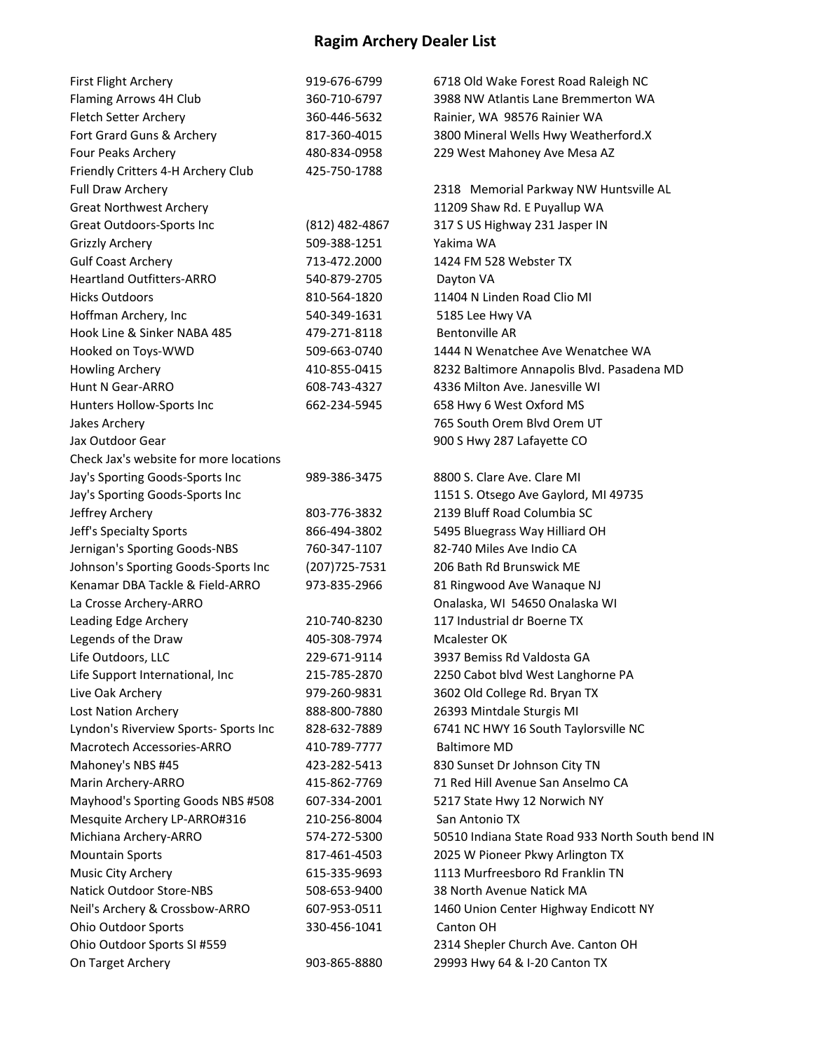# Ragim Archery Dealer List

| | | |
|---|---|---|
| First Flight Archery | 919-676-6799 | 6718 Old Wake Forest Road Raleigh NC |
| Flaming Arrows 4H Club | 360-710-6797 | 3988 NW Atlantis Lane Bremmerton WA |
| Fletch Setter Archery | 360-446-5632 | Rainier, WA 98576 Rainier WA |
| Fort Grard Guns & Archery | 817-360-4015 | 3800 Mineral Wells Hwy Weatherford.X |
| Four Peaks Archery | 480-834-0958 | 229 West Mahoney Ave Mesa AZ |
| Friendly Critters 4-H Archery Club | 425-750-1788 | |
| Full Draw Archery | | 2318 Memorial Parkway NW Huntsville AL |
| Great Northwest Archery | | 11209 Shaw Rd. E Puyallup WA |
| Great Outdoors-Sports Inc | (812) 482-4867 | 317 S US Highway 231 Jasper IN |
| Grizzly Archery | 509-388-1251 | Yakima WA |
| Gulf Coast Archery | 713-472.2000 | 1424 FM 528 Webster TX |
| Heartland Outfitters-ARRO | 540-879-2705 | Dayton VA |
| Hicks Outdoors | 810-564-1820 | 11404 N Linden Road Clio MI |
| Hoffman Archery, Inc | 540-349-1631 | 5185 Lee Hwy VA |
| Hook Line & Sinker NABA 485 | 479-271-8118 | Bentonville AR |
| Hooked on Toys-WWD | 509-663-0740 | 1444 N Wenatchee Ave Wenatchee WA |
| Howling Archery | 410-855-0415 | 8232 Baltimore Annapolis Blvd. Pasadena MD |
| Hunt N Gear-ARRO | 608-743-4327 | 4336 Milton Ave. Janesville WI |
| Hunters Hollow-Sports Inc | 662-234-5945 | 658 Hwy 6 West Oxford MS |
| Jakes Archery | | 765 South Orem Blvd Orem UT |
| Jax Outdoor Gear | | 900 S Hwy 287 Lafayette CO |
| Check Jax's website for more locations | | |
| Jay's Sporting Goods-Sports Inc | 989-386-3475 | 8800 S. Clare Ave. Clare MI |
| Jay's Sporting Goods-Sports Inc | | 1151 S. Otsego Ave Gaylord, MI 49735 |
| Jeffrey Archery | 803-776-3832 | 2139 Bluff Road Columbia SC |
| Jeff's Specialty Sports | 866-494-3802 | 5495 Bluegrass Way Hilliard OH |
| Jernigan's Sporting Goods-NBS | 760-347-1107 | 82-740 Miles Ave Indio CA |
| Johnson's Sporting Goods-Sports Inc | (207)725-7531 | 206 Bath Rd Brunswick ME |
| Kenamar DBA Tackle & Field-ARRO | 973-835-2966 | 81 Ringwood Ave Wanaque NJ |
| La Crosse Archery-ARRO | | Onalaska, WI 54650 Onalaska WI |
| Leading Edge Archery | 210-740-8230 | 117 Industrial dr Boerne TX |
| Legends of the Draw | 405-308-7974 | Mcalester OK |
| Life Outdoors, LLC | 229-671-9114 | 3937 Bemiss Rd Valdosta GA |
| Life Support International, Inc | 215-785-2870 | 2250 Cabot blvd West Langhorne PA |
| Live Oak Archery | 979-260-9831 | 3602 Old College Rd. Bryan TX |
| Lost Nation Archery | 888-800-7880 | 26393 Mintdale Sturgis MI |
| Lyndon's Riverview Sports- Sports Inc | 828-632-7889 | 6741 NC HWY 16 South Taylorsville NC |
| Macrotech Accessories-ARRO | 410-789-7777 | Baltimore MD |
| Mahoney's NBS #45 | 423-282-5413 | 830 Sunset Dr Johnson City TN |
| Marin Archery-ARRO | 415-862-7769 | 71 Red Hill Avenue San Anselmo CA |
| Mayhood's Sporting Goods NBS #508 | 607-334-2001 | 5217 State Hwy 12 Norwich NY |
| Mesquite Archery LP-ARRO#316 | 210-256-8004 | San Antonio TX |
| Michiana Archery-ARRO | 574-272-5300 | 50510 Indiana State Road 933 North South bend IN |
| Mountain Sports | 817-461-4503 | 2025 W Pioneer Pkwy Arlington TX |
| Music City Archery | 615-335-9693 | 1113 Murfreesboro Rd Franklin TN |
| Natick Outdoor Store-NBS | 508-653-9400 | 38 North Avenue Natick MA |
| Neil's Archery & Crossbow-ARRO | 607-953-0511 | 1460 Union Center Highway Endicott NY |
| Ohio Outdoor Sports | 330-456-1041 | Canton OH |
| Ohio Outdoor Sports SI #559 | | 2314 Shepler Church Ave. Canton OH |
| On Target Archery | 903-865-8880 | 29993 Hwy 64 & I-20 Canton TX |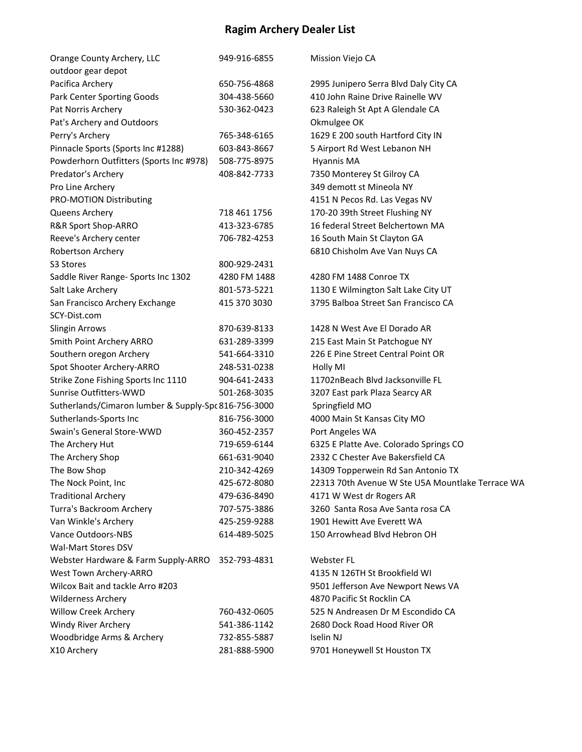## Ragim Archery Dealer List

| | | |
|---|---|---|
| Orange County Archery, LLC | 949-916-6855 | Mission Viejo CA |
| outdoor gear depot | | |
| Pacifica Archery | 650-756-4868 | 2995 Junipero Serra Blvd Daly City CA |
| Park Center Sporting Goods | 304-438-5660 | 410 John Raine Drive Rainelle WV |
| Pat Norris Archery | 530-362-0423 | 623 Raleigh St Apt A Glendale CA |
| Pat's Archery and Outdoors | | Okmulgee OK |
| Perry's Archery | 765-348-6165 | 1629 E 200 south Hartford City IN |
| Pinnacle Sports (Sports Inc #1288) | 603-843-8667 | 5 Airport Rd West Lebanon NH |
| Powderhorn Outfitters (Sports Inc #978) | 508-775-8975 | Hyannis MA |
| Predator's Archery | 408-842-7733 | 7350 Monterey St Gilroy CA |
| Pro Line Archery | | 349 demott st Mineola NY |
| PRO-MOTION Distributing | | 4151 N Pecos Rd. Las Vegas NV |
| Queens Archery | 718 461 1756 | 170-20 39th Street Flushing NY |
| R&R Sport Shop-ARRO | 413-323-6785 | 16 federal Street Belchertown MA |
| Reeve's Archery center | 706-782-4253 | 16 South Main St Clayton GA |
| Robertson Archery | | 6810 Chisholm Ave Van Nuys CA |
| S3 Stores | 800-929-2431 | |
| Saddle River Range- Sports Inc 1302 | 4280 FM 1488 | 4280 FM 1488 Conroe TX |
| Salt Lake Archery | 801-573-5221 | 1130 E Wilmington Salt Lake City UT |
| San Francisco Archery Exchange | 415 370 3030 | 3795 Balboa Street San Francisco CA |
| SCY-Dist.com | | |
| Slingin Arrows | 870-639-8133 | 1428 N West Ave El Dorado AR |
| Smith Point Archery ARRO | 631-289-3399 | 215 East Main St Patchogue NY |
| Southern oregon Archery | 541-664-3310 | 226 E Pine Street Central Point OR |
| Spot Shooter Archery-ARRO | 248-531-0238 | Holly MI |
| Strike Zone Fishing Sports Inc 1110 | 904-641-2433 | 11702nBeach Blvd Jacksonville FL |
| Sunrise Outfitters-WWD | 501-268-3035 | 3207 East park Plaza Searcy AR |
| Sutherlands/Cimaron lumber & Supply-Spc | 816-756-3000 | Springfield MO |
| Sutherlands-Sports Inc | 816-756-3000 | 4000 Main St Kansas City MO |
| Swain's General Store-WWD | 360-452-2357 | Port Angeles WA |
| The Archery Hut | 719-659-6144 | 6325 E Platte Ave. Colorado Springs CO |
| The Archery Shop | 661-631-9040 | 2332 C Chester Ave Bakersfield CA |
| The Bow Shop | 210-342-4269 | 14309 Topperwein Rd San Antonio TX |
| The Nock Point, Inc | 425-672-8080 | 22313 70th Avenue W Ste U5A Mountlake Terrace WA |
| Traditional Archery | 479-636-8490 | 4171 W West dr Rogers AR |
| Turra's Backroom Archery | 707-575-3886 | 3260 Santa Rosa Ave Santa rosa CA |
| Van Winkle's Archery | 425-259-9288 | 1901 Hewitt Ave Everett WA |
| Vance Outdoors-NBS | 614-489-5025 | 150 Arrowhead Blvd Hebron OH |
| Wal-Mart Stores DSV | | |
| Webster Hardware & Farm Supply-ARRO | 352-793-4831 | Webster FL |
| West Town Archery-ARRO | | 4135 N 126TH St Brookfield WI |
| Wilcox Bait and tackle Arro #203 | | 9501 Jefferson Ave Newport News VA |
| Wilderness Archery | | 4870 Pacific St Rocklin CA |
| Willow Creek Archery | 760-432-0605 | 525 N Andreasen Dr M Escondido CA |
| Windy River Archery | 541-386-1142 | 2680 Dock Road Hood River OR |
| Woodbridge Arms & Archery | 732-855-5887 | Iselin NJ |
| X10 Archery | 281-888-5900 | 9701 Honeywell St Houston TX |